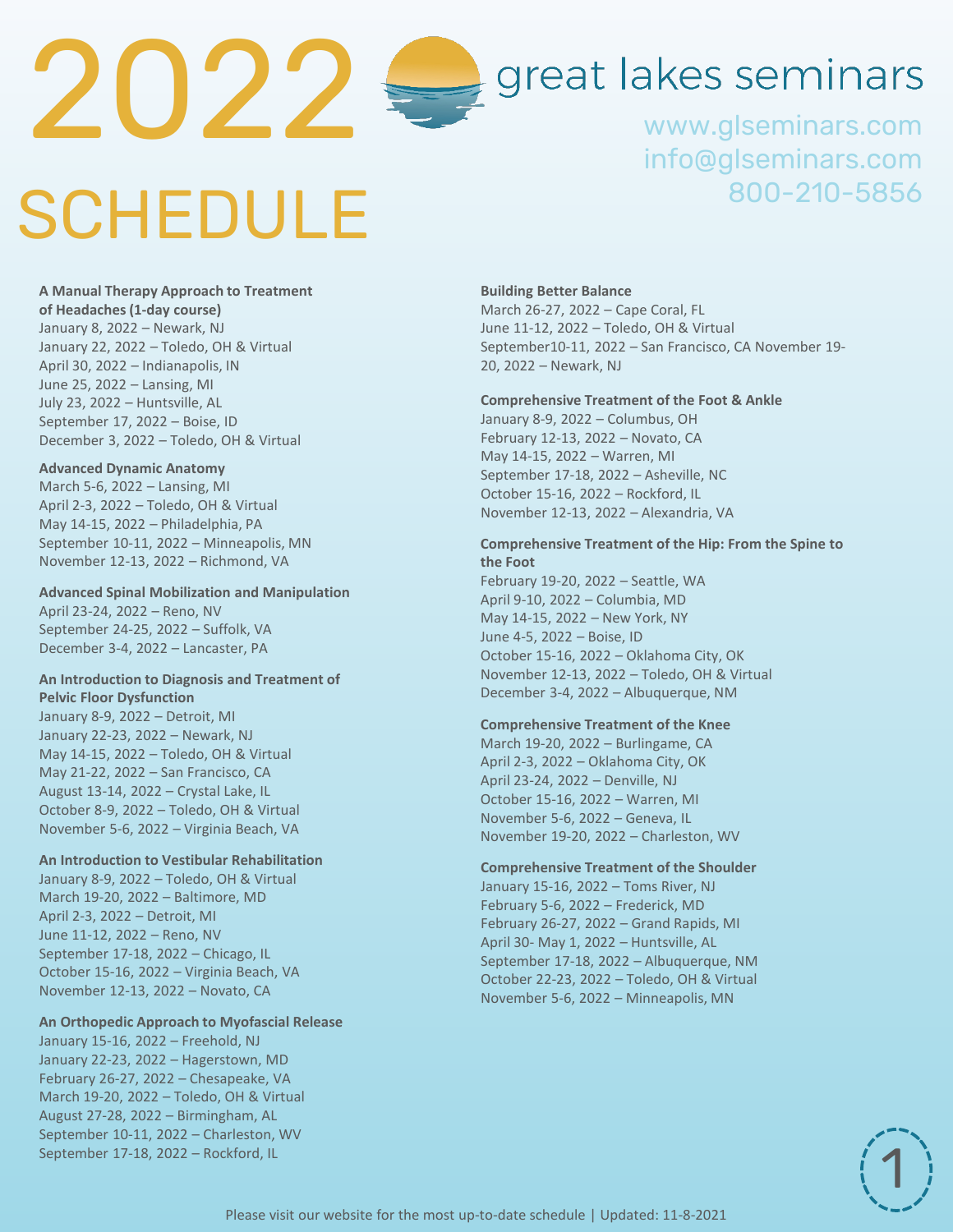# 2022 SCHEDULE

great lakes seminars

www.glseminars.com
info@glseminars.com
800-210-5856

**A Manual Therapy Approach to Treatment of Headaches (1-day course)**
January 8, 2022 – Newark, NJ
January 22, 2022 – Toledo, OH & Virtual
April 30, 2022 – Indianapolis, IN
June 25, 2022 – Lansing, MI
July 23, 2022 – Huntsville, AL
September 17, 2022 – Boise, ID
December 3, 2022 – Toledo, OH & Virtual

**Advanced Dynamic Anatomy**
March 5-6, 2022 – Lansing, MI
April 2-3, 2022 – Toledo, OH & Virtual
May 14-15, 2022 – Philadelphia, PA
September 10-11, 2022 – Minneapolis, MN
November 12-13, 2022 – Richmond, VA

**Advanced Spinal Mobilization and Manipulation**
April 23-24, 2022 – Reno, NV
September 24-25, 2022 – Suffolk, VA
December 3-4, 2022 – Lancaster, PA

**An Introduction to Diagnosis and Treatment of Pelvic Floor Dysfunction**
January 8-9, 2022 – Detroit, MI
January 22-23, 2022 – Newark, NJ
May 14-15, 2022 – Toledo, OH & Virtual
May 21-22, 2022 – San Francisco, CA
August 13-14, 2022 – Crystal Lake, IL
October 8-9, 2022 – Toledo, OH & Virtual
November 5-6, 2022 – Virginia Beach, VA

**An Introduction to Vestibular Rehabilitation**
January 8-9, 2022 – Toledo, OH & Virtual
March 19-20, 2022 – Baltimore, MD
April 2-3, 2022 – Detroit, MI
June 11-12, 2022 – Reno, NV
September 17-18, 2022 – Chicago, IL
October 15-16, 2022 – Virginia Beach, VA
November 12-13, 2022 – Novato, CA

**An Orthopedic Approach to Myofascial Release**
January 15-16, 2022 – Freehold, NJ
January 22-23, 2022 – Hagerstown, MD
February 26-27, 2022 – Chesapeake, VA
March 19-20, 2022 – Toledo, OH & Virtual
August 27-28, 2022 – Birmingham, AL
September 10-11, 2022 – Charleston, WV
September 17-18, 2022 – Rockford, IL

**Building Better Balance**
March 26-27, 2022 – Cape Coral, FL
June 11-12, 2022 – Toledo, OH & Virtual
September10-11, 2022 – San Francisco, CA November 19-20, 2022 – Newark, NJ

**Comprehensive Treatment of the Foot & Ankle**
January 8-9, 2022 – Columbus, OH
February 12-13, 2022 – Novato, CA
May 14-15, 2022 – Warren, MI
September 17-18, 2022 – Asheville, NC
October 15-16, 2022 – Rockford, IL
November 12-13, 2022 – Alexandria, VA

**Comprehensive Treatment of the Hip: From the Spine to the Foot**
February 19-20, 2022 – Seattle, WA
April 9-10, 2022 – Columbia, MD
May 14-15, 2022 – New York, NY
June 4-5, 2022 – Boise, ID
October 15-16, 2022 – Oklahoma City, OK
November 12-13, 2022 – Toledo, OH & Virtual
December 3-4, 2022 – Albuquerque, NM

**Comprehensive Treatment of the Knee**
March 19-20, 2022 – Burlingame, CA
April 2-3, 2022 – Oklahoma City, OK
April 23-24, 2022 – Denville, NJ
October 15-16, 2022 – Warren, MI
November 5-6, 2022 – Geneva, IL
November 19-20, 2022 – Charleston, WV

**Comprehensive Treatment of the Shoulder**
January 15-16, 2022 – Toms River, NJ
February 5-6, 2022 – Frederick, MD
February 26-27, 2022 – Grand Rapids, MI
April 30- May 1, 2022 – Huntsville, AL
September 17-18, 2022 – Albuquerque, NM
October 22-23, 2022 – Toledo, OH & Virtual
November 5-6, 2022 – Minneapolis, MN

Please visit our website for the most up-to-date schedule | Updated: 11-8-2021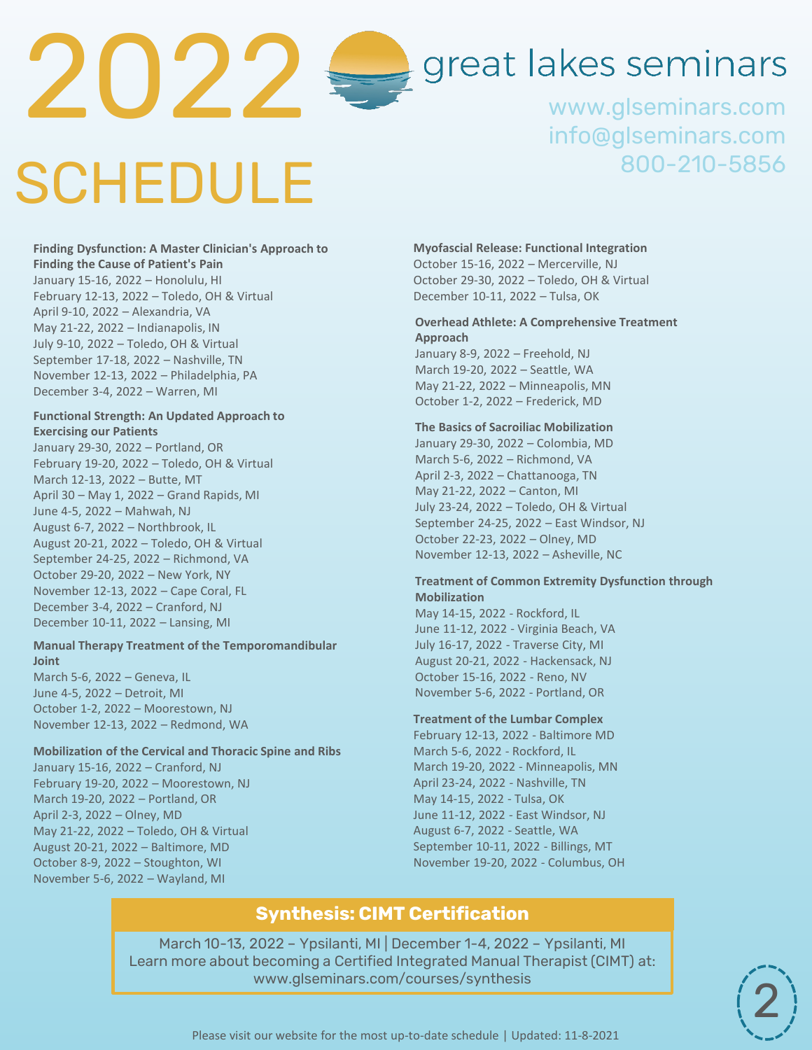# 2022 SCHEDULE

## great lakes seminars

www.glseminars.com
info@glseminars.com
800-210-5856

**Finding Dysfunction: A Master Clinician's Approach to Finding the Cause of Patient's Pain**
January 15-16, 2022 – Honolulu, HI
February 12-13, 2022 – Toledo, OH & Virtual
April 9-10, 2022 – Alexandria, VA
May 21-22, 2022 – Indianapolis, IN
July 9-10, 2022 – Toledo, OH & Virtual
September 17-18, 2022 – Nashville, TN
November 12-13, 2022 – Philadelphia, PA
December 3-4, 2022 – Warren, MI

**Functional Strength: An Updated Approach to Exercising our Patients**
January 29-30, 2022 – Portland, OR
February 19-20, 2022 – Toledo, OH & Virtual
March 12-13, 2022 – Butte, MT
April 30 – May 1, 2022 – Grand Rapids, MI
June 4-5, 2022 – Mahwah, NJ
August 6-7, 2022 – Northbrook, IL
August 20-21, 2022 – Toledo, OH & Virtual
September 24-25, 2022 – Richmond, VA
October 29-20, 2022 – New York, NY
November 12-13, 2022 – Cape Coral, FL
December 3-4, 2022 – Cranford, NJ
December 10-11, 2022 – Lansing, MI

**Manual Therapy Treatment of the Temporomandibular Joint**
March 5-6, 2022 – Geneva, IL
June 4-5, 2022 – Detroit, MI
October 1-2, 2022 – Moorestown, NJ
November 12-13, 2022 – Redmond, WA

**Mobilization of the Cervical and Thoracic Spine and Ribs**
January 15-16, 2022 – Cranford, NJ
February 19-20, 2022 – Moorestown, NJ
March 19-20, 2022 – Portland, OR
April 2-3, 2022 – Olney, MD
May 21-22, 2022 – Toledo, OH & Virtual
August 20-21, 2022 – Baltimore, MD
October 8-9, 2022 – Stoughton, WI
November 5-6, 2022 – Wayland, MI

**Myofascial Release: Functional Integration**
October 15-16, 2022 – Mercerville, NJ
October 29-30, 2022 – Toledo, OH & Virtual
December 10-11, 2022 – Tulsa, OK

**Overhead Athlete: A Comprehensive Treatment Approach**
January 8-9, 2022 – Freehold, NJ
March 19-20, 2022 – Seattle, WA
May 21-22, 2022 – Minneapolis, MN
October 1-2, 2022 – Frederick, MD

**The Basics of Sacroiliac Mobilization**
January 29-30, 2022 – Colombia, MD
March 5-6, 2022 – Richmond, VA
April 2-3, 2022 – Chattanooga, TN
May 21-22, 2022 – Canton, MI
July 23-24, 2022 – Toledo, OH & Virtual
September 24-25, 2022 – East Windsor, NJ
October 22-23, 2022 – Olney, MD
November 12-13, 2022 – Asheville, NC

**Treatment of Common Extremity Dysfunction through Mobilization**
May 14-15, 2022 - Rockford, IL
June 11-12, 2022 - Virginia Beach, VA
July 16-17, 2022 - Traverse City, MI
August 20-21, 2022 - Hackensack, NJ
October 15-16, 2022 - Reno, NV
November 5-6, 2022 - Portland, OR

**Treatment of the Lumbar Complex**
February 12-13, 2022 - Baltimore MD
March 5-6, 2022 - Rockford, IL
March 19-20, 2022 - Minneapolis, MN
April 23-24, 2022 - Nashville, TN
May 14-15, 2022 - Tulsa, OK
June 11-12, 2022 - East Windsor, NJ
August 6-7, 2022 - Seattle, WA
September 10-11, 2022 - Billings, MT
November 19-20, 2022 - Columbus, OH

**Synthesis: CIMT Certification**

March 10-13, 2022 – Ypsilanti, MI | December 1-4, 2022 – Ypsilanti, MI
Learn more about becoming a Certified Integrated Manual Therapist (CIMT) at: www.glseminars.com/courses/synthesis

Please visit our website for the most up-to-date schedule | Updated: 11-8-2021